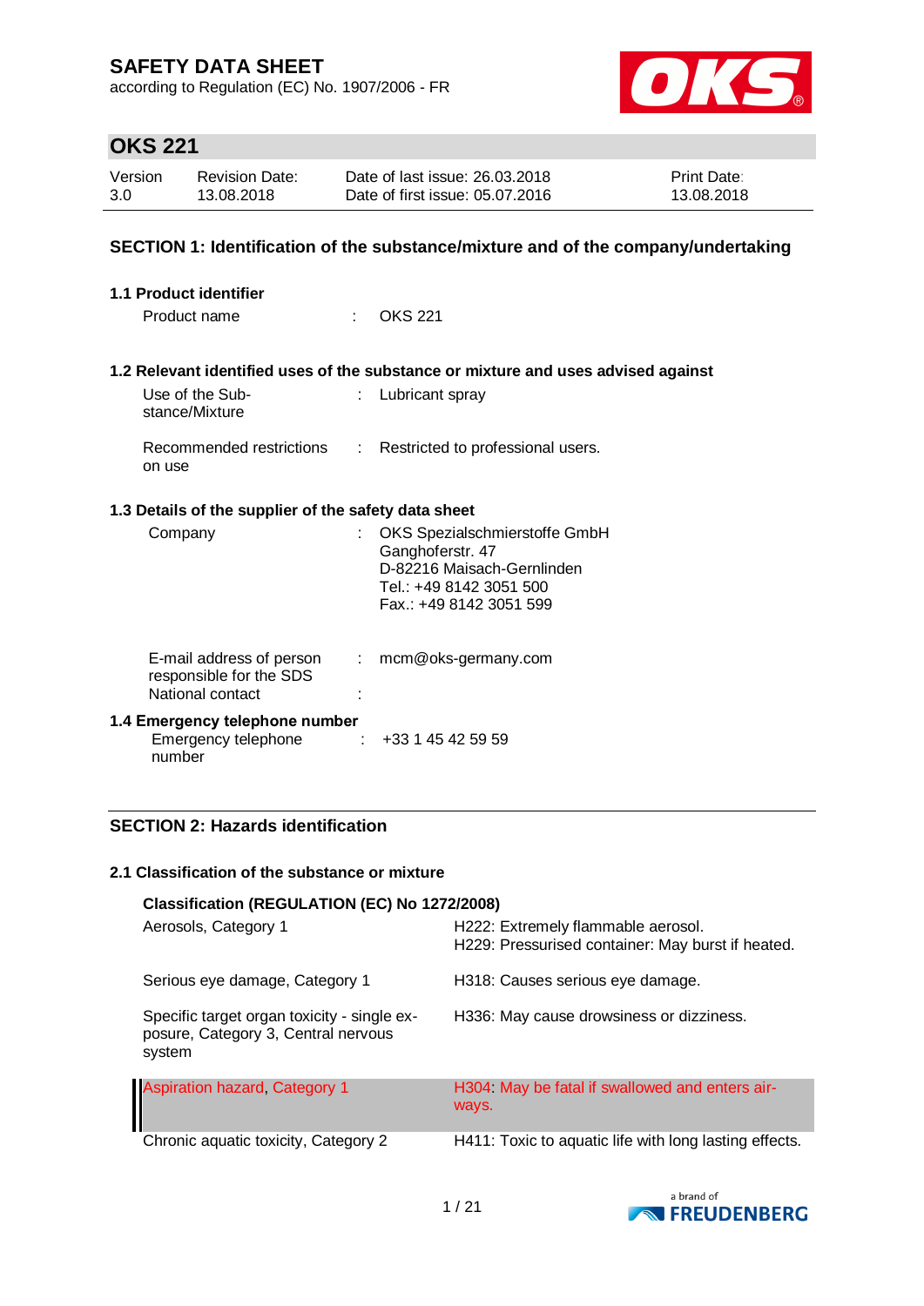# SAFETY DATA SHEET

according to Regulation (EC) No. 1907/2006 - FR

## OKS 221

| Version | Revision Date: | Date of last issue: 26.03.2018 | Print Date: |
|---|---|---|---|
| 3.0 | 13.08.2018 | Date of first issue: 05.07.2016 | 13.08.2018 |

## SECTION 1: Identification of the substance/mixture and of the company/undertaking

### 1.1 Product identifier

Product name : OKS 221

### 1.2 Relevant identified uses of the substance or mixture and uses advised against

Use of the Substance/Mixture : Lubricant spray

Recommended restrictions on use : Restricted to professional users.

### 1.3 Details of the supplier of the safety data sheet

Company : OKS Spezialschmierstoffe GmbH
Ganghoferstr. 47
D-82216 Maisach-Gernlinden
Tel.: +49 8142 3051 500
Fax.: +49 8142 3051 599

E-mail address of person responsible for the SDS : mcm@oks-germany.com

National contact :

### 1.4 Emergency telephone number

Emergency telephone number : +33 1 45 42 59 59

## SECTION 2: Hazards identification

### 2.1 Classification of the substance or mixture

**Classification (REGULATION (EC) No 1272/2008)**

| Classification | Hazard statements |
|---|---|
| Aerosols, Category 1 | H222: Extremely flammable aerosol.<br>H229: Pressurised container: May burst if heated. |
| Serious eye damage, Category 1 | H318: Causes serious eye damage. |
| Specific target organ toxicity - single exposure, Category 3, Central nervous system | H336: May cause drowsiness or dizziness. |
| Aspiration hazard, Category 1 | H304: May be fatal if swallowed and enters airways. |
| Chronic aquatic toxicity, Category 2 | H411: Toxic to aquatic life with long lasting effects. |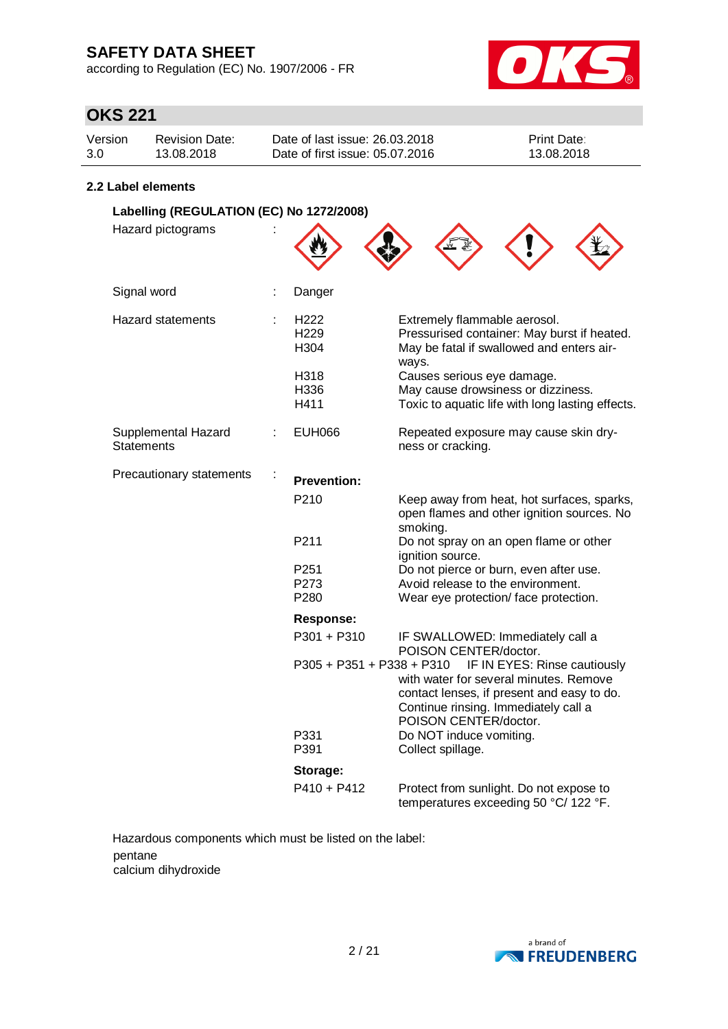### 2.2 Label elements

**Labelling (REGULATION (EC) No 1272/2008)**

Hazard pictograms :

Signal word : Danger

Hazard statements :

| | |
|---|---|
| H222 | Extremely flammable aerosol. |
| H229 | Pressurised container: May burst if heated. |
| H304 | May be fatal if swallowed and enters airways. |
| H318 | Causes serious eye damage. |
| H336 | May cause drowsiness or dizziness. |
| H411 | Toxic to aquatic life with long lasting effects. |

Supplemental Hazard Statements :

| | |
|---|---|
| EUH066 | Repeated exposure may cause skin dryness or cracking. |

Precautionary statements :

**Prevention:**

| | |
|---|---|
| P210 | Keep away from heat, hot surfaces, sparks, open flames and other ignition sources. No smoking. |
| P211 | Do not spray on an open flame or other ignition source. |
| P251 | Do not pierce or burn, even after use. |
| P273 | Avoid release to the environment. |
| P280 | Wear eye protection/ face protection. |

**Response:**

| | |
|---|---|
| P301 + P310 | IF SWALLOWED: Immediately call a POISON CENTER/doctor. |
| P305 + P351 + P338 + P310 | IF IN EYES: Rinse cautiously with water for several minutes. Remove contact lenses, if present and easy to do. Continue rinsing. Immediately call a POISON CENTER/doctor. |
| P331 | Do NOT induce vomiting. |
| P391 | Collect spillage. |

**Storage:**

| | |
|---|---|
| P410 + P412 | Protect from sunlight. Do not expose to temperatures exceeding 50 °C/ 122 °F. |

Hazardous components which must be listed on the label:

pentane
calcium dihydroxide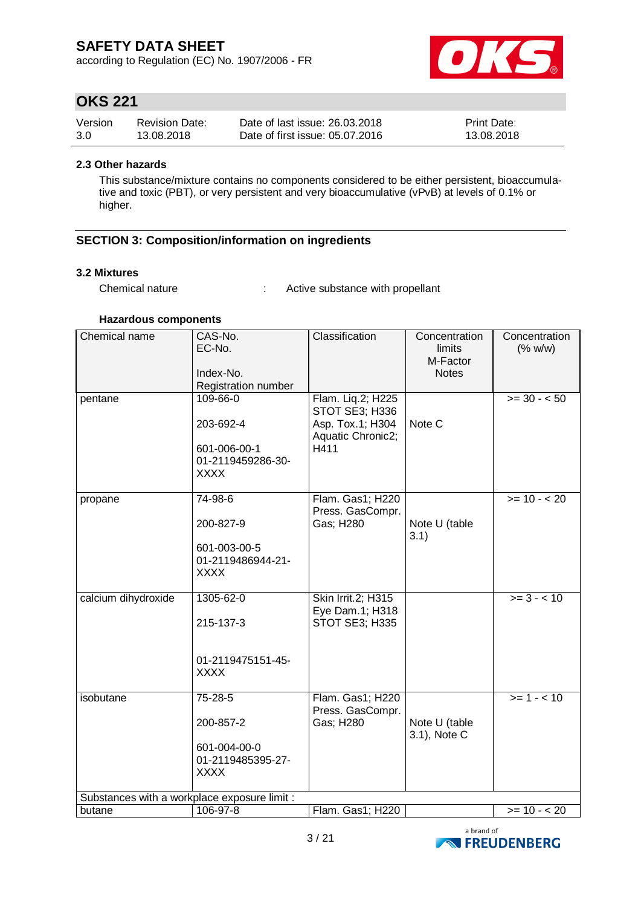### 2.3 Other hazards

This substance/mixture contains no components considered to be either persistent, bioaccumulative and toxic (PBT), or very persistent and very bioaccumulative (vPvB) at levels of 0.1% or higher.

## SECTION 3: Composition/information on ingredients

### 3.2 Mixtures

Chemical nature : Active substance with propellant

**Hazardous components**

| Chemical name | CAS-No.<br>EC-No.<br><br>Index-No.<br>Registration number | Classification | Concentration limits<br>M-Factor<br>Notes | Concentration (% w/w) |
|---|---|---|---|---|
| pentane | 109-66-0<br><br>203-692-4<br><br>601-006-00-1<br>01-2119459286-30-XXXX | Flam. Liq.2; H225<br>STOT SE3; H336<br>Asp. Tox.1; H304<br>Aquatic Chronic2; H411 | Note C | >= 30 - < 50 |
| propane | 74-98-6<br><br>200-827-9<br><br>601-003-00-5<br>01-2119486944-21-XXXX | Flam. Gas1; H220<br>Press. GasCompr. Gas; H280 | Note U (table 3.1) | >= 10 - < 20 |
| calcium dihydroxide | 1305-62-0<br><br>215-137-3<br><br><br>01-2119475151-45-XXXX | Skin Irrit.2; H315<br>Eye Dam.1; H318<br>STOT SE3; H335 | | >= 3 - < 10 |
| isobutane | 75-28-5<br><br>200-857-2<br><br>601-004-00-0<br>01-2119485395-27-XXXX | Flam. Gas1; H220<br>Press. GasCompr. Gas; H280 | Note U (table 3.1), Note C | >= 1 - < 10 |
| Substances with a workplace exposure limit : | | | | |
| butane | 106-97-8 | Flam. Gas1; H220 | | >= 10 - < 20 |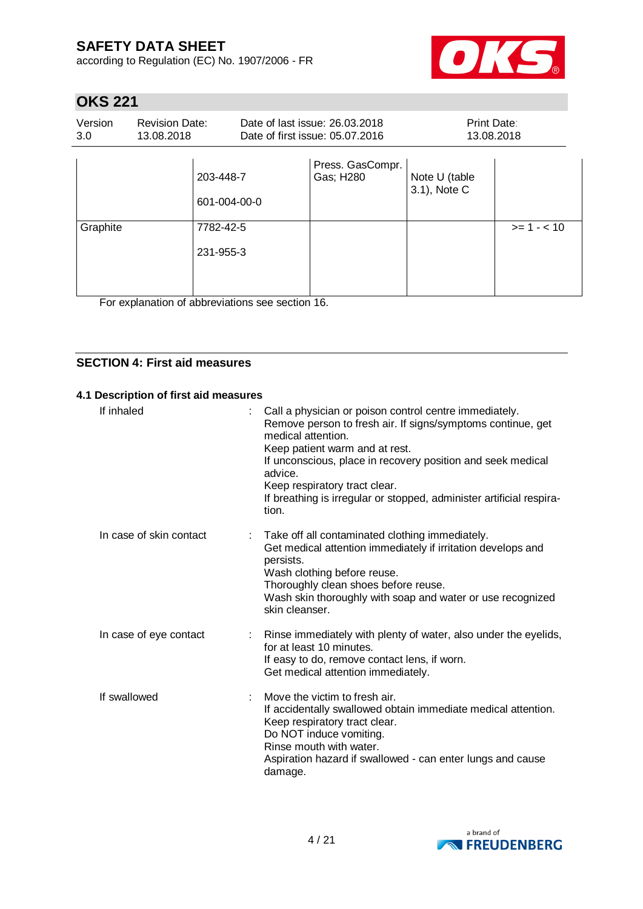| | | | | |
|---|---|---|---|---|
| | 203-448-7<br><br>601-004-00-0 | Press. GasCompr. Gas; H280 | Note U (table 3.1), Note C | |
| Graphite | 7782-42-5<br><br>231-955-3 | | | >= 1 - < 10 |

For explanation of abbreviations see section 16.

## SECTION 4: First aid measures

### 4.1 Description of first aid measures

If inhaled : Call a physician or poison control centre immediately.
Remove person to fresh air. If signs/symptoms continue, get medical attention.
Keep patient warm and at rest.
If unconscious, place in recovery position and seek medical advice.
Keep respiratory tract clear.
If breathing is irregular or stopped, administer artificial respiration.

In case of skin contact : Take off all contaminated clothing immediately.
Get medical attention immediately if irritation develops and persists.
Wash clothing before reuse.
Thoroughly clean shoes before reuse.
Wash skin thoroughly with soap and water or use recognized skin cleanser.

In case of eye contact : Rinse immediately with plenty of water, also under the eyelids, for at least 10 minutes.
If easy to do, remove contact lens, if worn.
Get medical attention immediately.

If swallowed : Move the victim to fresh air.
If accidentally swallowed obtain immediate medical attention.
Keep respiratory tract clear.
Do NOT induce vomiting.
Rinse mouth with water.
Aspiration hazard if swallowed - can enter lungs and cause damage.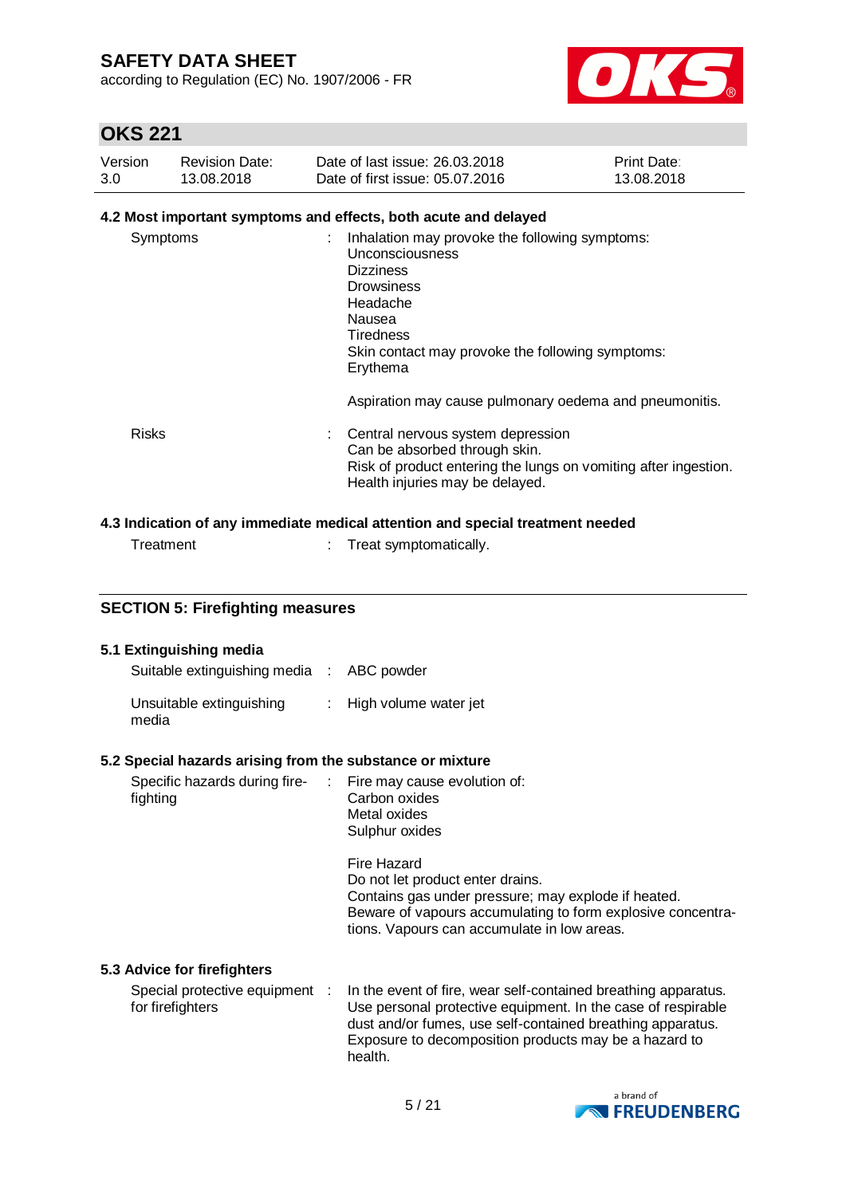### 4.2 Most important symptoms and effects, both acute and delayed

| | | |
|---|---|---|
| Symptoms | : | Inhalation may provoke the following symptoms:<br>Unconsciousness<br>Dizziness<br>Drowsiness<br>Headache<br>Nausea<br>Tiredness<br>Skin contact may provoke the following symptoms:<br>Erythema<br><br>Aspiration may cause pulmonary oedema and pneumonitis. |
| Risks | : | Central nervous system depression<br>Can be absorbed through skin.<br>Risk of product entering the lungs on vomiting after ingestion.<br>Health injuries may be delayed. |

### 4.3 Indication of any immediate medical attention and special treatment needed

| | | |
|---|---|---|
| Treatment | : | Treat symptomatically. |

## SECTION 5: Firefighting measures

### 5.1 Extinguishing media

| | | |
|---|---|---|
| Suitable extinguishing media | : | ABC powder |
| Unsuitable extinguishing media | : | High volume water jet |

### 5.2 Special hazards arising from the substance or mixture

| | | |
|---|---|---|
| Specific hazards during fire-fighting | : | Fire may cause evolution of:<br>Carbon oxides<br>Metal oxides<br>Sulphur oxides<br><br>Fire Hazard<br>Do not let product enter drains.<br>Contains gas under pressure; may explode if heated.<br>Beware of vapours accumulating to form explosive concentrations. Vapours can accumulate in low areas. |

### 5.3 Advice for firefighters

| | | |
|---|---|---|
| Special protective equipment for firefighters | : | In the event of fire, wear self-contained breathing apparatus.<br>Use personal protective equipment. In the case of respirable dust and/or fumes, use self-contained breathing apparatus.<br>Exposure to decomposition products may be a hazard to health. |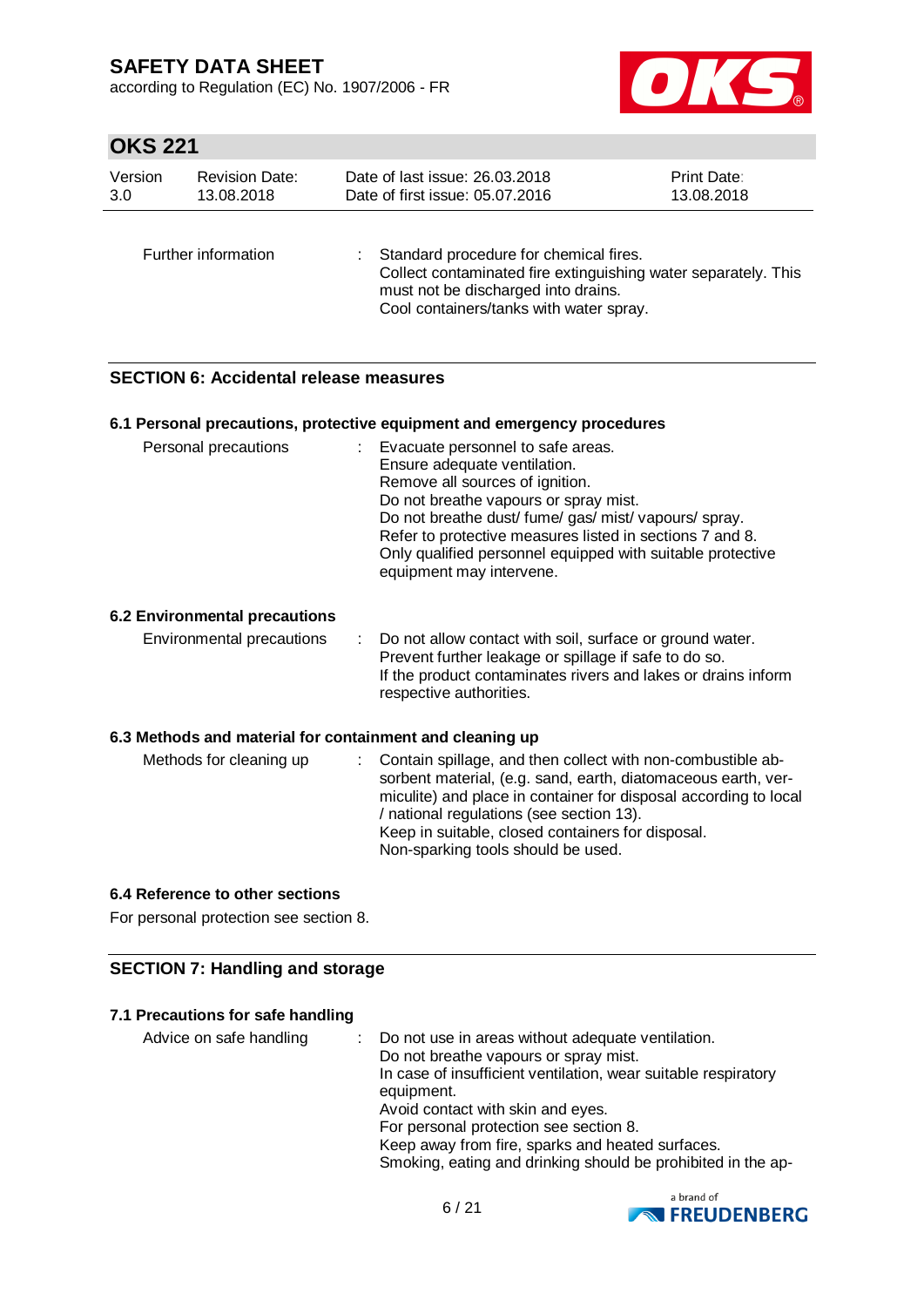| | | |
|---|---|---|
| Further information | : | Standard procedure for chemical fires.<br>Collect contaminated fire extinguishing water separately. This must not be discharged into drains.<br>Cool containers/tanks with water spray. |

## SECTION 6: Accidental release measures

### 6.1 Personal precautions, protective equipment and emergency procedures

| | | |
|---|---|---|
| Personal precautions | : | Evacuate personnel to safe areas.<br>Ensure adequate ventilation.<br>Remove all sources of ignition.<br>Do not breathe vapours or spray mist.<br>Do not breathe dust/ fume/ gas/ mist/ vapours/ spray.<br>Refer to protective measures listed in sections 7 and 8.<br>Only qualified personnel equipped with suitable protective equipment may intervene. |

### 6.2 Environmental precautions

| | | |
|---|---|---|
| Environmental precautions | : | Do not allow contact with soil, surface or ground water.<br>Prevent further leakage or spillage if safe to do so.<br>If the product contaminates rivers and lakes or drains inform respective authorities. |

### 6.3 Methods and material for containment and cleaning up

| | | |
|---|---|---|
| Methods for cleaning up | : | Contain spillage, and then collect with non-combustible absorbent material, (e.g. sand, earth, diatomaceous earth, vermiculite) and place in container for disposal according to local / national regulations (see section 13).<br>Keep in suitable, closed containers for disposal.<br>Non-sparking tools should be used. |

### 6.4 Reference to other sections

For personal protection see section 8.

## SECTION 7: Handling and storage

### 7.1 Precautions for safe handling

| | | |
|---|---|---|
| Advice on safe handling | : | Do not use in areas without adequate ventilation.<br>Do not breathe vapours or spray mist.<br>In case of insufficient ventilation, wear suitable respiratory equipment.<br>Avoid contact with skin and eyes.<br>For personal protection see section 8.<br>Keep away from fire, sparks and heated surfaces.<br>Smoking, eating and drinking should be prohibited in the ap- |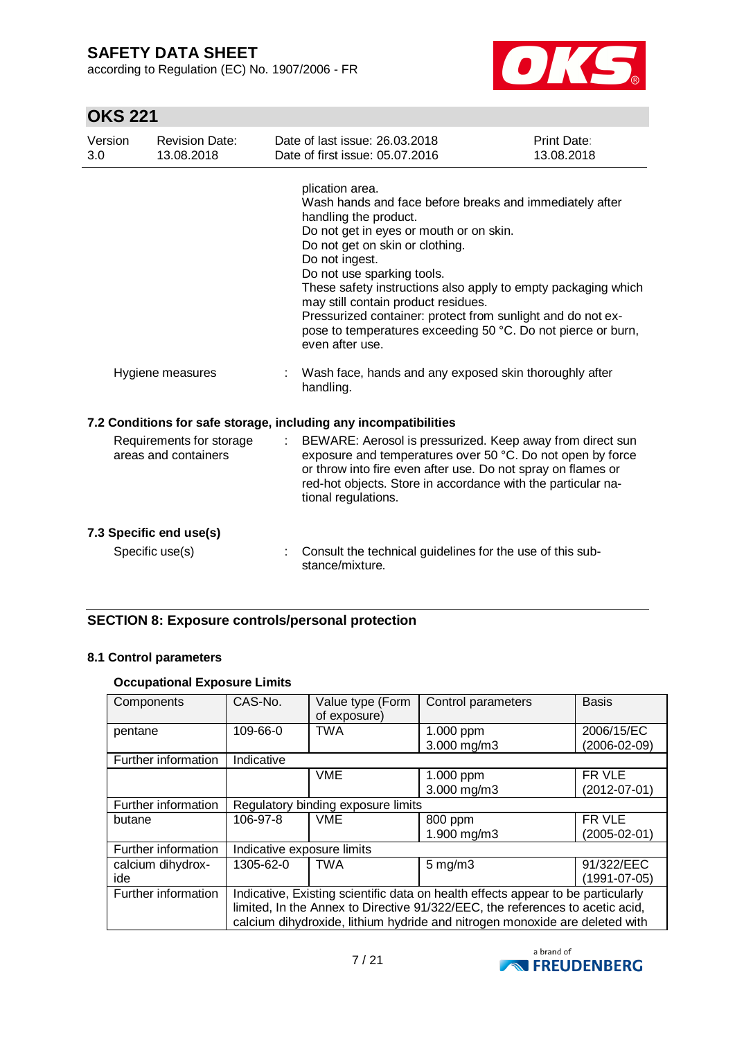plication area.
Wash hands and face before breaks and immediately after handling the product.
Do not get in eyes or mouth or on skin.
Do not get on skin or clothing.
Do not ingest.
Do not use sparking tools.
These safety instructions also apply to empty packaging which may still contain product residues.
Pressurized container: protect from sunlight and do not expose to temperatures exceeding 50 °C. Do not pierce or burn, even after use.

Hygiene measures : Wash face, hands and any exposed skin thoroughly after handling.

### 7.2 Conditions for safe storage, including any incompatibilities

Requirements for storage areas and containers : BEWARE: Aerosol is pressurized. Keep away from direct sun exposure and temperatures over 50 °C. Do not open by force or throw into fire even after use. Do not spray on flames or red-hot objects. Store in accordance with the particular national regulations.

### 7.3 Specific end use(s)

Specific use(s) : Consult the technical guidelines for the use of this substance/mixture.

## SECTION 8: Exposure controls/personal protection

### 8.1 Control parameters

**Occupational Exposure Limits**

| Components | CAS-No. | Value type (Form of exposure) | Control parameters | Basis |
|---|---|---|---|---|
| pentane | 109-66-0 | TWA | 1.000 ppm<br>3.000 mg/m3 | 2006/15/EC<br>(2006-02-09) |
| Further information | Indicative | | | |
| | | VME | 1.000 ppm<br>3.000 mg/m3 | FR VLE<br>(2012-07-01) |
| Further information | Regulatory binding exposure limits | | | |
| butane | 106-97-8 | VME | 800 ppm<br>1.900 mg/m3 | FR VLE<br>(2005-02-01) |
| Further information | Indicative exposure limits | | | |
| calcium dihydroxide | 1305-62-0 | TWA | 5 mg/m3 | 91/322/EEC<br>(1991-07-05) |
| Further information | Indicative, Existing scientific data on health effects appear to be particularly limited, In the Annex to Directive 91/322/EEC, the references to acetic acid, calcium dihydroxide, lithium hydride and nitrogen monoxide are deleted with | | | |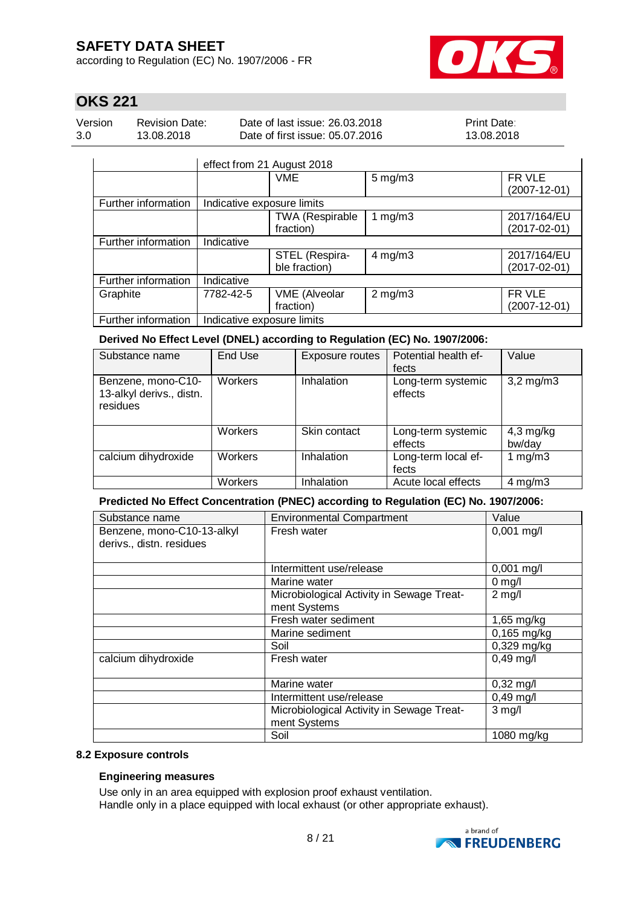| | effect from 21 August 2018 | | | |
|---|---|---|---|---|
| | | VME | 5 mg/m3 | FR VLE (2007-12-01) |
| Further information | Indicative exposure limits | | | |
| | | TWA (Respirable fraction) | 1 mg/m3 | 2017/164/EU (2017-02-01) |
| Further information | Indicative | | | |
| | | STEL (Respirable fraction) | 4 mg/m3 | 2017/164/EU (2017-02-01) |
| Further information | Indicative | | | |
| Graphite | 7782-42-5 | VME (Alveolar fraction) | 2 mg/m3 | FR VLE (2007-12-01) |
| Further information | Indicative exposure limits | | | |

**Derived No Effect Level (DNEL) according to Regulation (EC) No. 1907/2006:**

| Substance name | End Use | Exposure routes | Potential health effects | Value |
|---|---|---|---|---|
| Benzene, mono-C10-13-alkyl derivs., distn. residues | Workers | Inhalation | Long-term systemic effects | 3,2 mg/m3 |
| | Workers | Skin contact | Long-term systemic effects | 4,3 mg/kg bw/day |
| calcium dihydroxide | Workers | Inhalation | Long-term local effects | 1 mg/m3 |
| | Workers | Inhalation | Acute local effects | 4 mg/m3 |

**Predicted No Effect Concentration (PNEC) according to Regulation (EC) No. 1907/2006:**

| Substance name | Environmental Compartment | Value |
|---|---|---|
| Benzene, mono-C10-13-alkyl derivs., distn. residues | Fresh water | 0,001 mg/l |
| | Intermittent use/release | 0,001 mg/l |
| | Marine water | 0 mg/l |
| | Microbiological Activity in Sewage Treatment Systems | 2 mg/l |
| | Fresh water sediment | 1,65 mg/kg |
| | Marine sediment | 0,165 mg/kg |
| | Soil | 0,329 mg/kg |
| calcium dihydroxide | Fresh water | 0,49 mg/l |
| | Marine water | 0,32 mg/l |
| | Intermittent use/release | 0,49 mg/l |
| | Microbiological Activity in Sewage Treatment Systems | 3 mg/l |
| | Soil | 1080 mg/kg |

### 8.2 Exposure controls

**Engineering measures**

Use only in an area equipped with explosion proof exhaust ventilation.
Handle only in a place equipped with local exhaust (or other appropriate exhaust).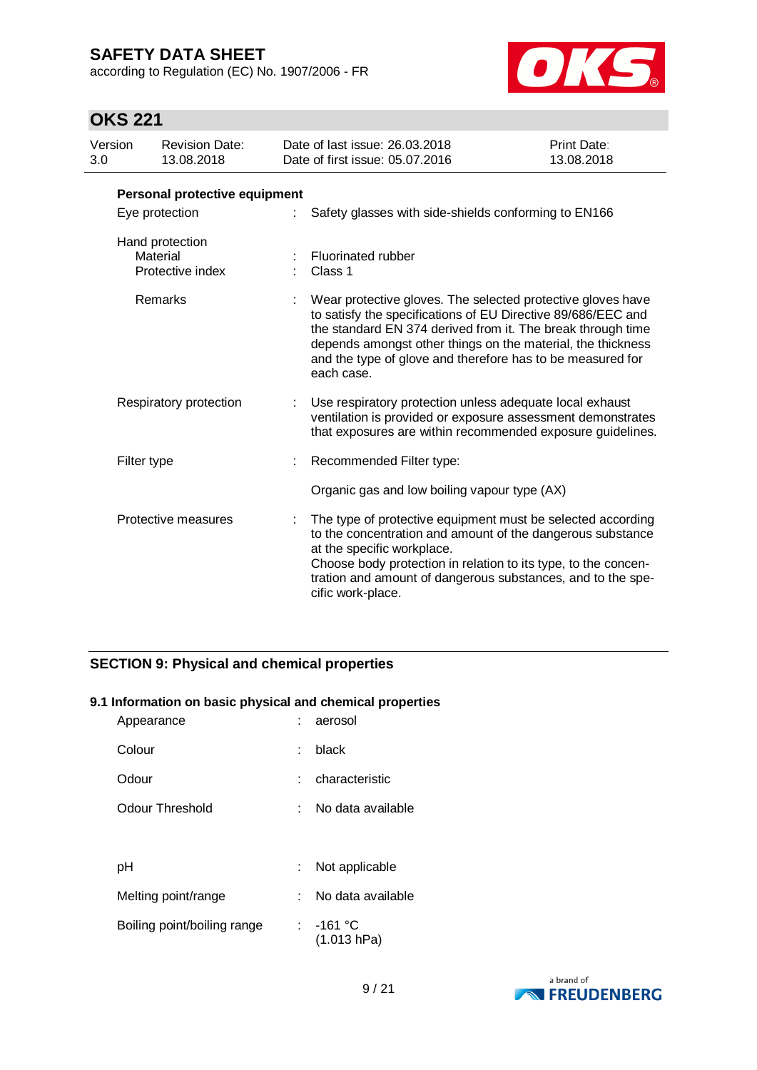**Personal protective equipment**

| | | |
|---|---|---|
| Eye protection | : | Safety glasses with side-shields conforming to EN166 |
| Hand protection | | |
| Material | : | Fluorinated rubber |
| Protective index | : | Class 1 |
| Remarks | : | Wear protective gloves. The selected protective gloves have to satisfy the specifications of EU Directive 89/686/EEC and the standard EN 374 derived from it. The break through time depends amongst other things on the material, the thickness and the type of glove and therefore has to be measured for each case. |
| Respiratory protection | : | Use respiratory protection unless adequate local exhaust ventilation is provided or exposure assessment demonstrates that exposures are within recommended exposure guidelines. |
| Filter type | : | Recommended Filter type:<br><br>Organic gas and low boiling vapour type (AX) |
| Protective measures | : | The type of protective equipment must be selected according to the concentration and amount of the dangerous substance at the specific workplace.<br>Choose body protection in relation to its type, to the concentration and amount of dangerous substances, and to the specific work-place. |

## SECTION 9: Physical and chemical properties

### 9.1 Information on basic physical and chemical properties

| | | |
|---|---|---|
| Appearance | : | aerosol |
| Colour | : | black |
| Odour | : | characteristic |
| Odour Threshold | : | No data available |
| pH | : | Not applicable |
| Melting point/range | : | No data available |
| Boiling point/boiling range | : | -161 °C<br>(1.013 hPa) |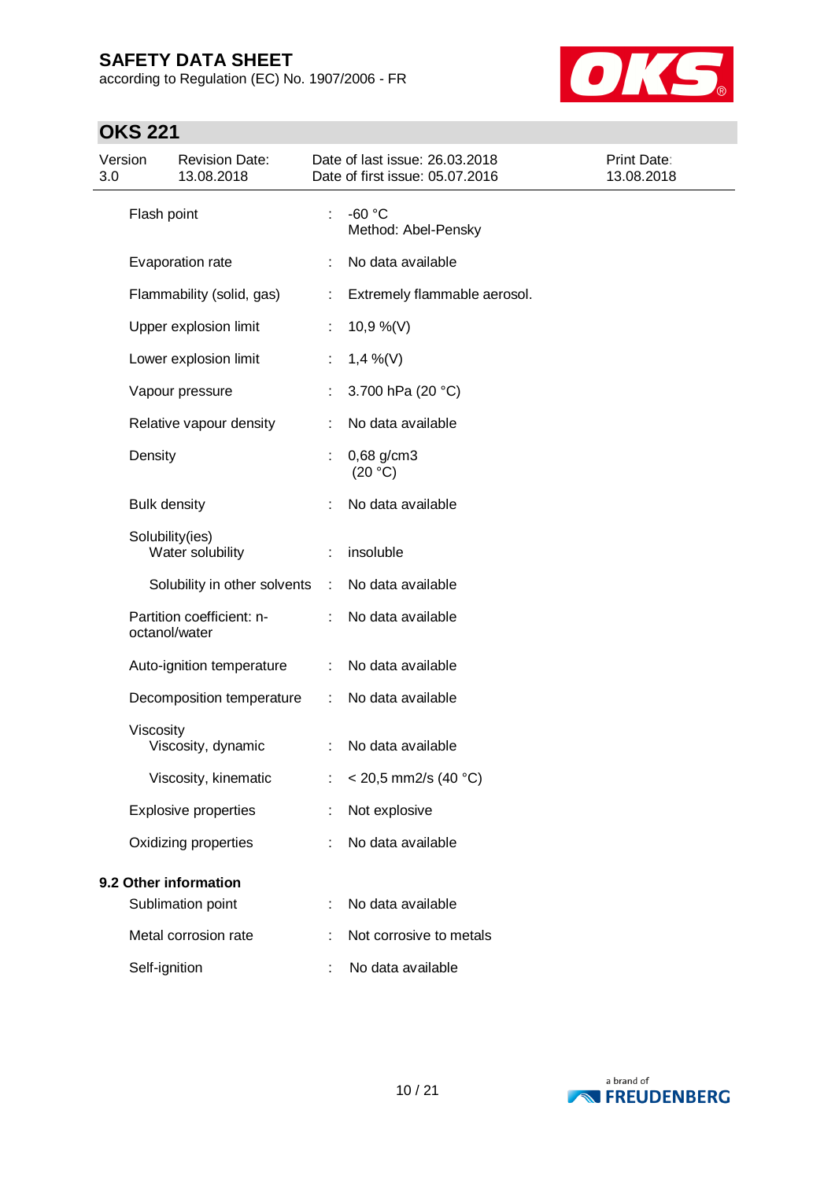| | | |
|---|---|---|
| Flash point | : | -60 °C<br>Method: Abel-Pensky |
| Evaporation rate | : | No data available |
| Flammability (solid, gas) | : | Extremely flammable aerosol. |
| Upper explosion limit | : | 10,9 %(V) |
| Lower explosion limit | : | 1,4 %(V) |
| Vapour pressure | : | 3.700 hPa (20 °C) |
| Relative vapour density | : | No data available |
| Density | : | 0,68 g/cm3<br>(20 °C) |
| Bulk density | : | No data available |
| Solubility(ies)<br>Water solubility | : | insoluble |
| Solubility in other solvents | : | No data available |
| Partition coefficient: n-octanol/water | : | No data available |
| Auto-ignition temperature | : | No data available |
| Decomposition temperature | : | No data available |
| Viscosity<br>Viscosity, dynamic | : | No data available |
| Viscosity, kinematic | : | < 20,5 mm2/s (40 °C) |
| Explosive properties | : | Not explosive |
| Oxidizing properties | : | No data available |

**9.2 Other information**

| | | |
|---|---|---|
| Sublimation point | : | No data available |
| Metal corrosion rate | : | Not corrosive to metals |
| Self-ignition | : | No data available |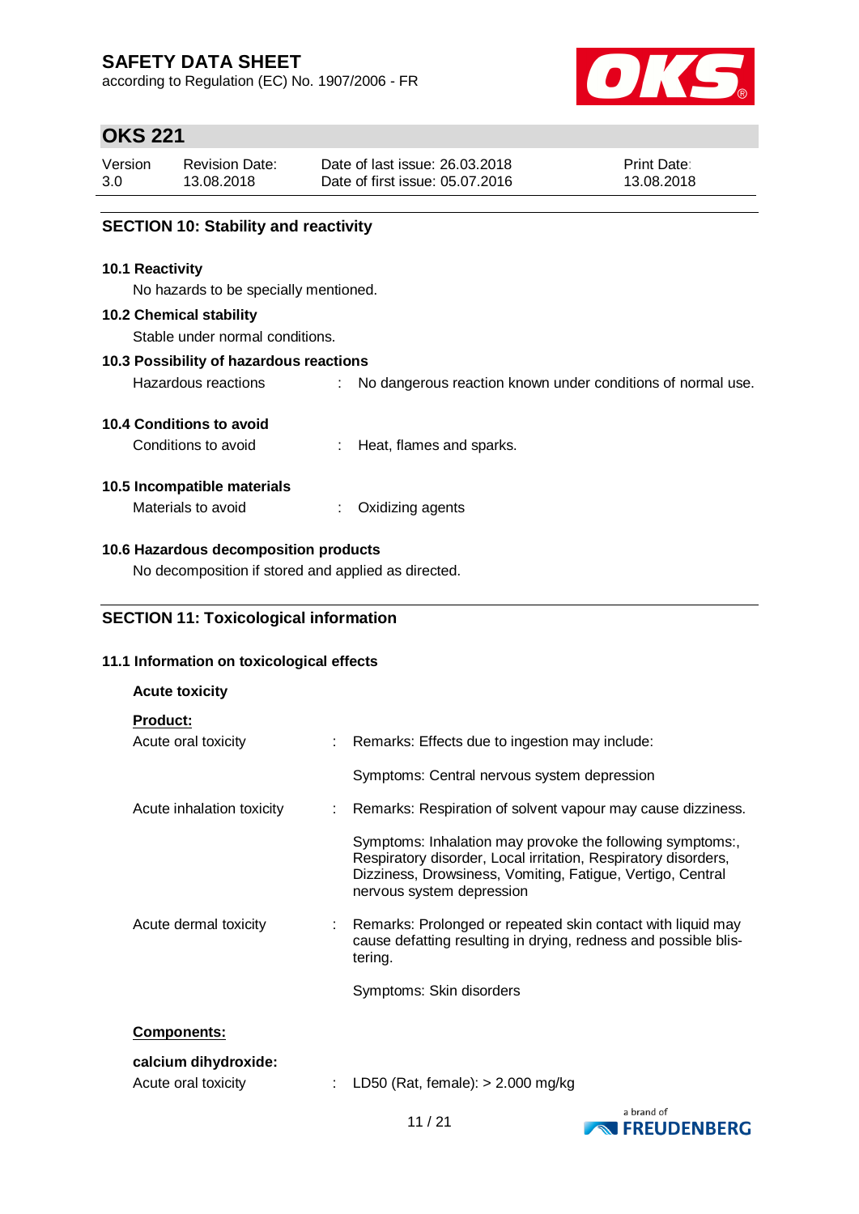## SECTION 10: Stability and reactivity

### 10.1 Reactivity

No hazards to be specially mentioned.

### 10.2 Chemical stability

Stable under normal conditions.

### 10.3 Possibility of hazardous reactions

Hazardous reactions : No dangerous reaction known under conditions of normal use.

### 10.4 Conditions to avoid

Conditions to avoid : Heat, flames and sparks.

### 10.5 Incompatible materials

Materials to avoid : Oxidizing agents

### 10.6 Hazardous decomposition products

No decomposition if stored and applied as directed.

## SECTION 11: Toxicological information

### 11.1 Information on toxicological effects

**Acute toxicity**

**Product:**

Acute oral toxicity : Remarks: Effects due to ingestion may include:

Symptoms: Central nervous system depression

Acute inhalation toxicity : Remarks: Respiration of solvent vapour may cause dizziness.

Symptoms: Inhalation may provoke the following symptoms:, Respiratory disorder, Local irritation, Respiratory disorders, Dizziness, Drowsiness, Vomiting, Fatigue, Vertigo, Central nervous system depression

Acute dermal toxicity : Remarks: Prolonged or repeated skin contact with liquid may cause defatting resulting in drying, redness and possible blistering.

Symptoms: Skin disorders

**Components:**

**calcium dihydroxide:**

Acute oral toxicity : LD50 (Rat, female): > 2.000 mg/kg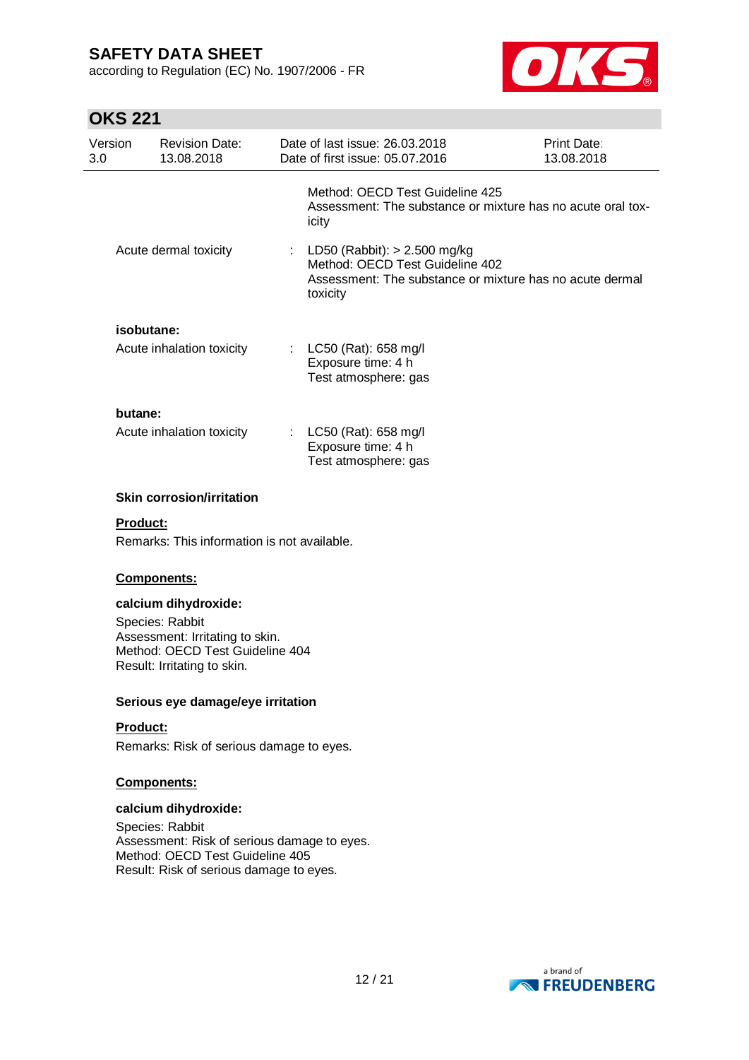Method: OECD Test Guideline 425
Assessment: The substance or mixture has no acute oral toxicity

Acute dermal toxicity : LD50 (Rabbit): > 2.500 mg/kg
Method: OECD Test Guideline 402
Assessment: The substance or mixture has no acute dermal toxicity

**isobutane:**

Acute inhalation toxicity : LC50 (Rat): 658 mg/l
Exposure time: 4 h
Test atmosphere: gas

**butane:**

Acute inhalation toxicity : LC50 (Rat): 658 mg/l
Exposure time: 4 h
Test atmosphere: gas

**Skin corrosion/irritation**

**Product:**

Remarks: This information is not available.

**Components:**

**calcium dihydroxide:**

Species: Rabbit
Assessment: Irritating to skin.
Method: OECD Test Guideline 404
Result: Irritating to skin.

**Serious eye damage/eye irritation**

**Product:**

Remarks: Risk of serious damage to eyes.

**Components:**

**calcium dihydroxide:**

Species: Rabbit
Assessment: Risk of serious damage to eyes.
Method: OECD Test Guideline 405
Result: Risk of serious damage to eyes.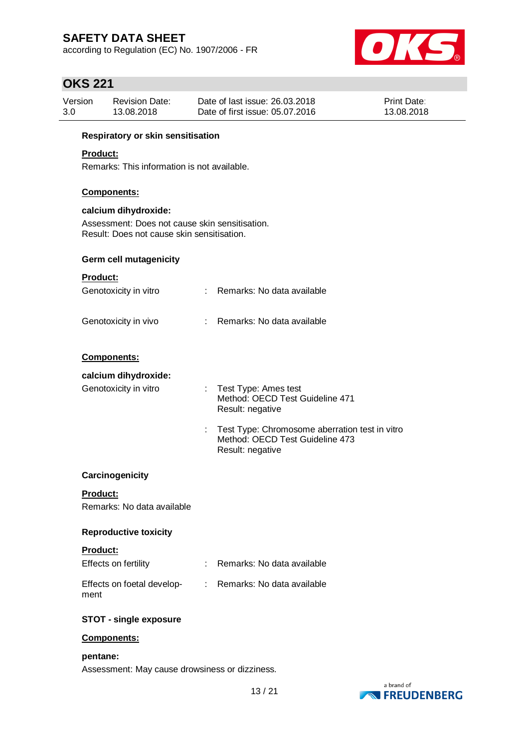### Respiratory or skin sensitisation

**Product:**

Remarks: This information is not available.

**Components:**

**calcium dihydroxide:**

Assessment: Does not cause skin sensitisation.
Result: Does not cause skin sensitisation.

### Germ cell mutagenicity

**Product:**

| | | |
|---|---|---|
| Genotoxicity in vitro | : | Remarks: No data available |
| Genotoxicity in vivo | : | Remarks: No data available |

**Components:**

**calcium dihydroxide:**

| | | |
|---|---|---|
| Genotoxicity in vitro | : | Test Type: Ames test<br>Method: OECD Test Guideline 471<br>Result: negative |
| | : | Test Type: Chromosome aberration test in vitro<br>Method: OECD Test Guideline 473<br>Result: negative |

### Carcinogenicity

**Product:**

Remarks: No data available

### Reproductive toxicity

**Product:**

| | | |
|---|---|---|
| Effects on fertility | : | Remarks: No data available |
| Effects on foetal development | : | Remarks: No data available |

### STOT - single exposure

**Components:**

**pentane:**

Assessment: May cause drowsiness or dizziness.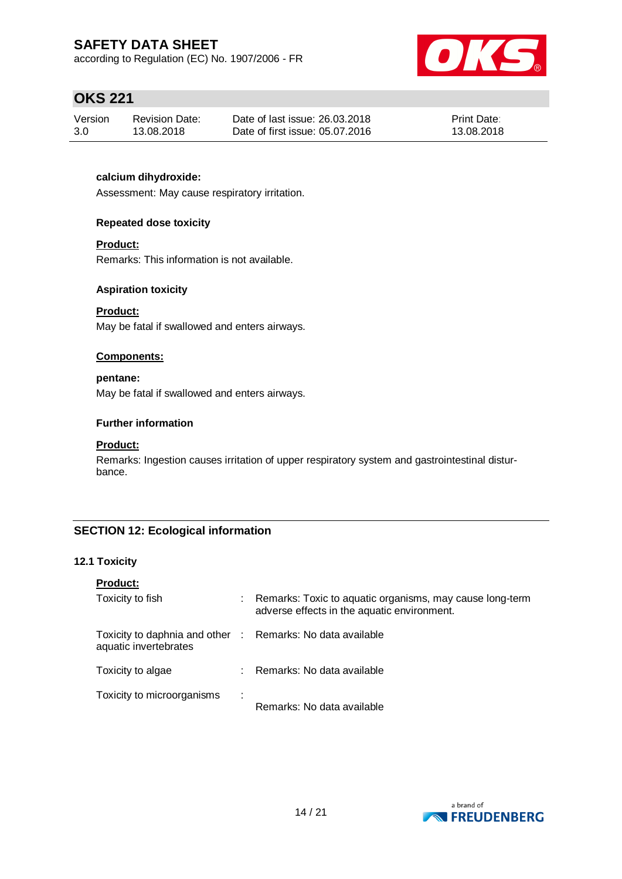**calcium dihydroxide:**

Assessment: May cause respiratory irritation.

**Repeated dose toxicity**

**Product:**

Remarks: This information is not available.

**Aspiration toxicity**

**Product:**

May be fatal if swallowed and enters airways.

**Components:**

**pentane:**

May be fatal if swallowed and enters airways.

**Further information**

**Product:**

Remarks: Ingestion causes irritation of upper respiratory system and gastrointestinal disturbance.

## SECTION 12: Ecological information

### 12.1 Toxicity

**Product:**

| | | |
|---|---|---|
| Toxicity to fish | : | Remarks: Toxic to aquatic organisms, may cause long-term adverse effects in the aquatic environment. |
| Toxicity to daphnia and other aquatic invertebrates | : | Remarks: No data available |
| Toxicity to algae | : | Remarks: No data available |
| Toxicity to microorganisms | : | Remarks: No data available |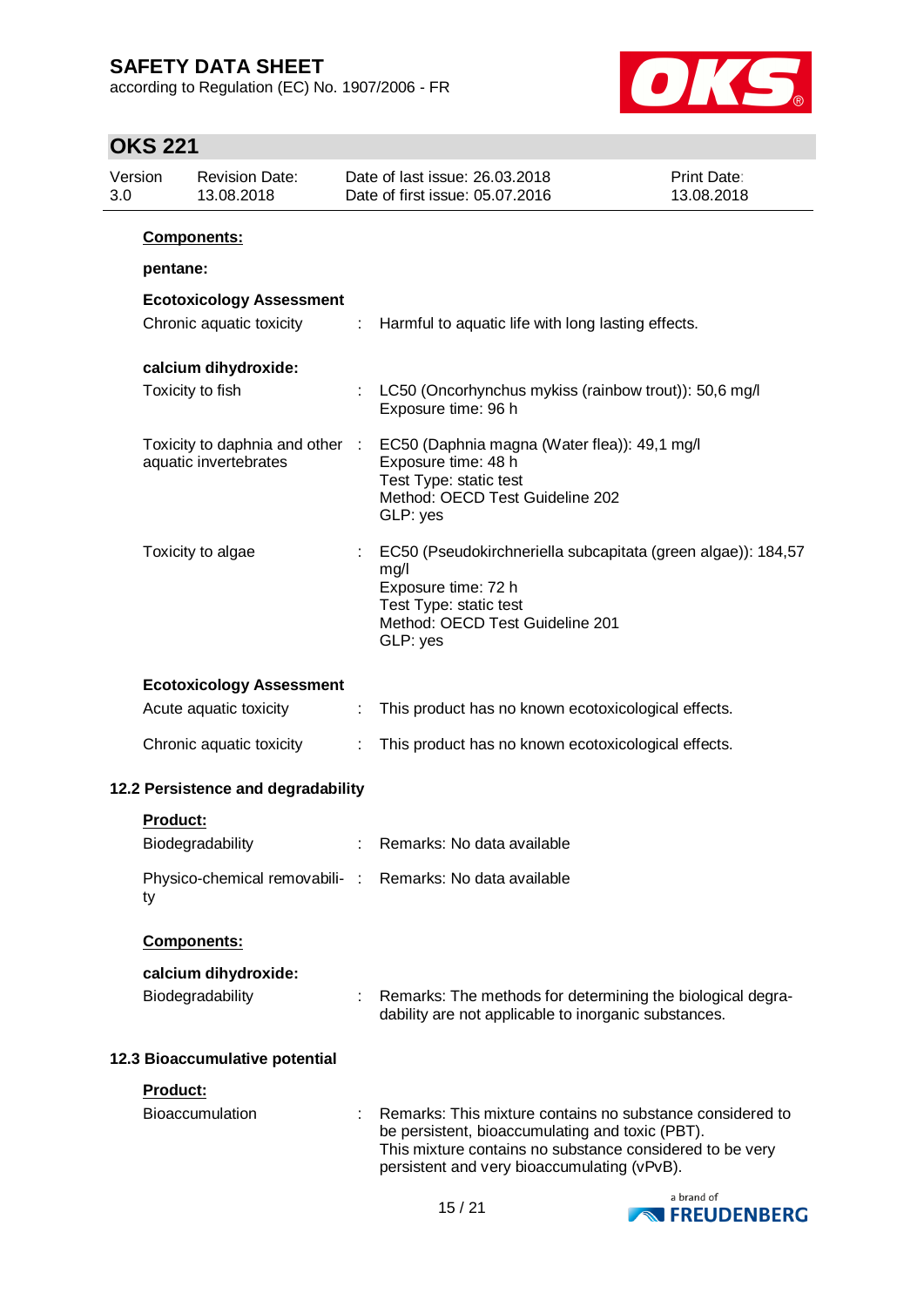**Components:**

**pentane:**

**Ecotoxicology Assessment**

Chronic aquatic toxicity : Harmful to aquatic life with long lasting effects.

**calcium dihydroxide:**

Toxicity to fish : LC50 (Oncorhynchus mykiss (rainbow trout)): 50,6 mg/l
Exposure time: 96 h

Toxicity to daphnia and other aquatic invertebrates : EC50 (Daphnia magna (Water flea)): 49,1 mg/l
Exposure time: 48 h
Test Type: static test
Method: OECD Test Guideline 202
GLP: yes

Toxicity to algae : EC50 (Pseudokirchneriella subcapitata (green algae)): 184,57 mg/l
Exposure time: 72 h
Test Type: static test
Method: OECD Test Guideline 201
GLP: yes

**Ecotoxicology Assessment**

Acute aquatic toxicity : This product has no known ecotoxicological effects.

Chronic aquatic toxicity : This product has no known ecotoxicological effects.

## 12.2 Persistence and degradability

**Product:**

Biodegradability : Remarks: No data available

Physico-chemical removability : Remarks: No data available

**Components:**

**calcium dihydroxide:**

Biodegradability : Remarks: The methods for determining the biological degradability are not applicable to inorganic substances.

## 12.3 Bioaccumulative potential

**Product:**

Bioaccumulation : Remarks: This mixture contains no substance considered to be persistent, bioaccumulating and toxic (PBT).
This mixture contains no substance considered to be very persistent and very bioaccumulating (vPvB).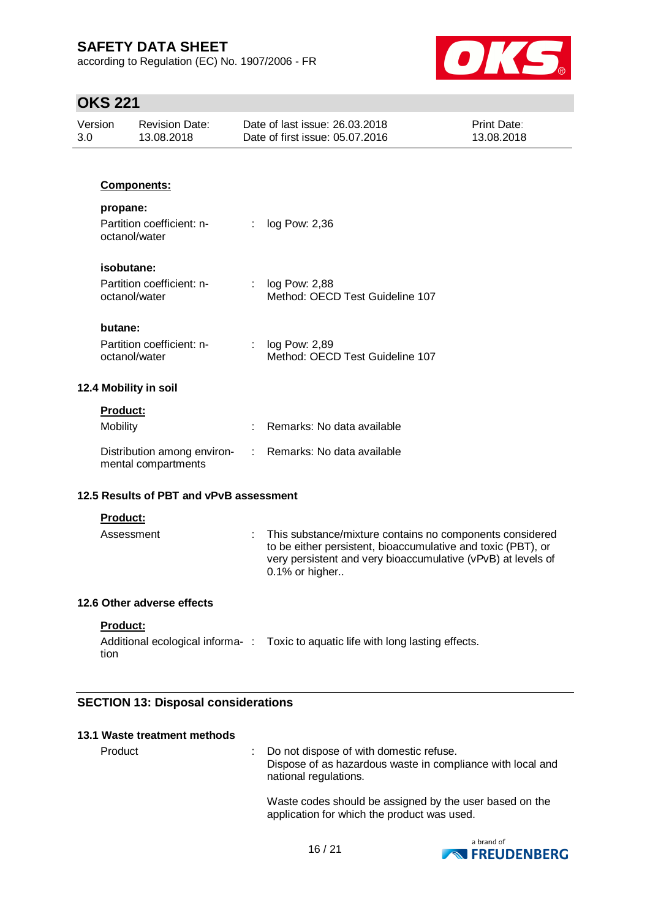**Components:**

**propane:**

| | | |
|---|---|---|
| Partition coefficient: n-octanol/water | : | log Pow: 2,36 |

**isobutane:**

| | | |
|---|---|---|
| Partition coefficient: n-octanol/water | : | log Pow: 2,88<br>Method: OECD Test Guideline 107 |

**butane:**

| | | |
|---|---|---|
| Partition coefficient: n-octanol/water | : | log Pow: 2,89<br>Method: OECD Test Guideline 107 |

### 12.4 Mobility in soil

**Product:**

| | | |
|---|---|---|
| Mobility | : | Remarks: No data available |
| Distribution among environmental compartments | : | Remarks: No data available |

### 12.5 Results of PBT and vPvB assessment

**Product:**

| | | |
|---|---|---|
| Assessment | : | This substance/mixture contains no components considered to be either persistent, bioaccumulative and toxic (PBT), or very persistent and very bioaccumulative (vPvB) at levels of 0.1% or higher.. |

### 12.6 Other adverse effects

**Product:**

| | | |
|---|---|---|
| Additional ecological information | : | Toxic to aquatic life with long lasting effects. |

## SECTION 13: Disposal considerations

### 13.1 Waste treatment methods

| | | |
|---|---|---|
| Product | : | Do not dispose of with domestic refuse.<br>Dispose of as hazardous waste in compliance with local and national regulations.<br><br>Waste codes should be assigned by the user based on the application for which the product was used. |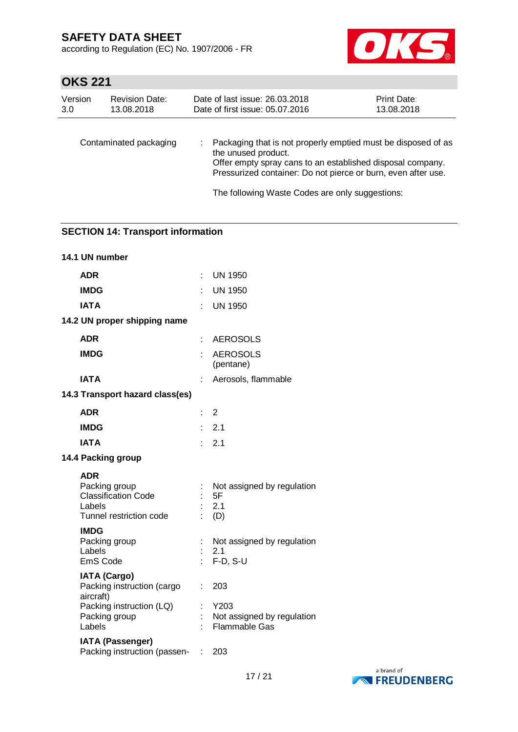| | | |
|---|---|---|
| Contaminated packaging | : | Packaging that is not properly emptied must be disposed of as the unused product.<br>Offer empty spray cans to an established disposal company.<br>Pressurized container: Do not pierce or burn, even after use.<br><br>The following Waste Codes are only suggestions: |

## SECTION 14: Transport information

### 14.1 UN number

| | | |
|---|---|---|
| **ADR** | : | UN 1950 |
| **IMDG** | : | UN 1950 |
| **IATA** | : | UN 1950 |

### 14.2 UN proper shipping name

| | | |
|---|---|---|
| **ADR** | : | AEROSOLS |
| **IMDG** | : | AEROSOLS (pentane) |
| **IATA** | : | Aerosols, flammable |

### 14.3 Transport hazard class(es)

| | | |
|---|---|---|
| **ADR** | : | 2 |
| **IMDG** | : | 2.1 |
| **IATA** | : | 2.1 |

### 14.4 Packing group

**ADR**

| | | |
|---|---|---|
| Packing group | : | Not assigned by regulation |
| Classification Code | : | 5F |
| Labels | : | 2.1 |
| Tunnel restriction code | : | (D) |

**IMDG**

| | | |
|---|---|---|
| Packing group | : | Not assigned by regulation |
| Labels | : | 2.1 |
| EmS Code | : | F-D, S-U |

**IATA (Cargo)**

| | | |
|---|---|---|
| Packing instruction (cargo aircraft) | : | 203 |
| Packing instruction (LQ) | : | Y203 |
| Packing group | : | Not assigned by regulation |
| Labels | : | Flammable Gas |

**IATA (Passenger)**

| | | |
|---|---|---|
| Packing instruction (passen- | : | 203 |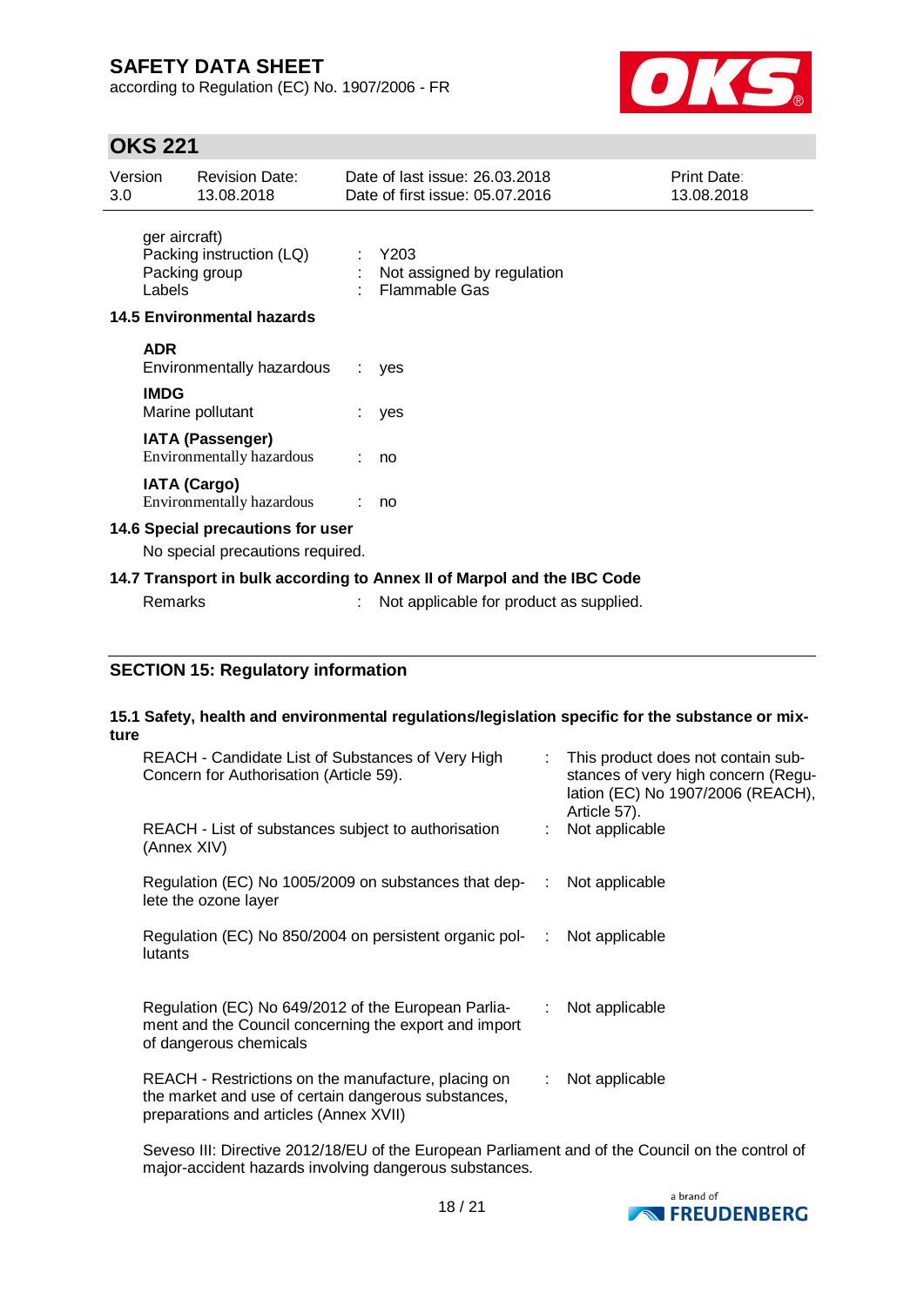ger aircraft)

| | | |
|---|---|---|
| Packing instruction (LQ) | : | Y203 |
| Packing group | : | Not assigned by regulation |
| Labels | : | Flammable Gas |

**14.5 Environmental hazards**

**ADR**

| | | |
|---|---|---|
| Environmentally hazardous | : | yes |

**IMDG**

| | | |
|---|---|---|
| Marine pollutant | : | yes |

**IATA (Passenger)**

| | | |
|---|---|---|
| Environmentally hazardous | : | no |

**IATA (Cargo)**

| | | |
|---|---|---|
| Environmentally hazardous | : | no |

**14.6 Special precautions for user**

No special precautions required.

**14.7 Transport in bulk according to Annex II of Marpol and the IBC Code**

| | | |
|---|---|---|
| Remarks | : | Not applicable for product as supplied. |

## SECTION 15: Regulatory information

**15.1 Safety, health and environmental regulations/legislation specific for the substance or mixture**

| | | |
|---|---|---|
| REACH - Candidate List of Substances of Very High Concern for Authorisation (Article 59). | : | This product does not contain substances of very high concern (Regulation (EC) No 1907/2006 (REACH), Article 57). |
| REACH - List of substances subject to authorisation (Annex XIV) | : | Not applicable |
| Regulation (EC) No 1005/2009 on substances that deplete the ozone layer | : | Not applicable |
| Regulation (EC) No 850/2004 on persistent organic pollutants | : | Not applicable |
| Regulation (EC) No 649/2012 of the European Parliament and the Council concerning the export and import of dangerous chemicals | : | Not applicable |
| REACH - Restrictions on the manufacture, placing on the market and use of certain dangerous substances, preparations and articles (Annex XVII) | : | Not applicable |

Seveso III: Directive 2012/18/EU of the European Parliament and of the Council on the control of major-accident hazards involving dangerous substances.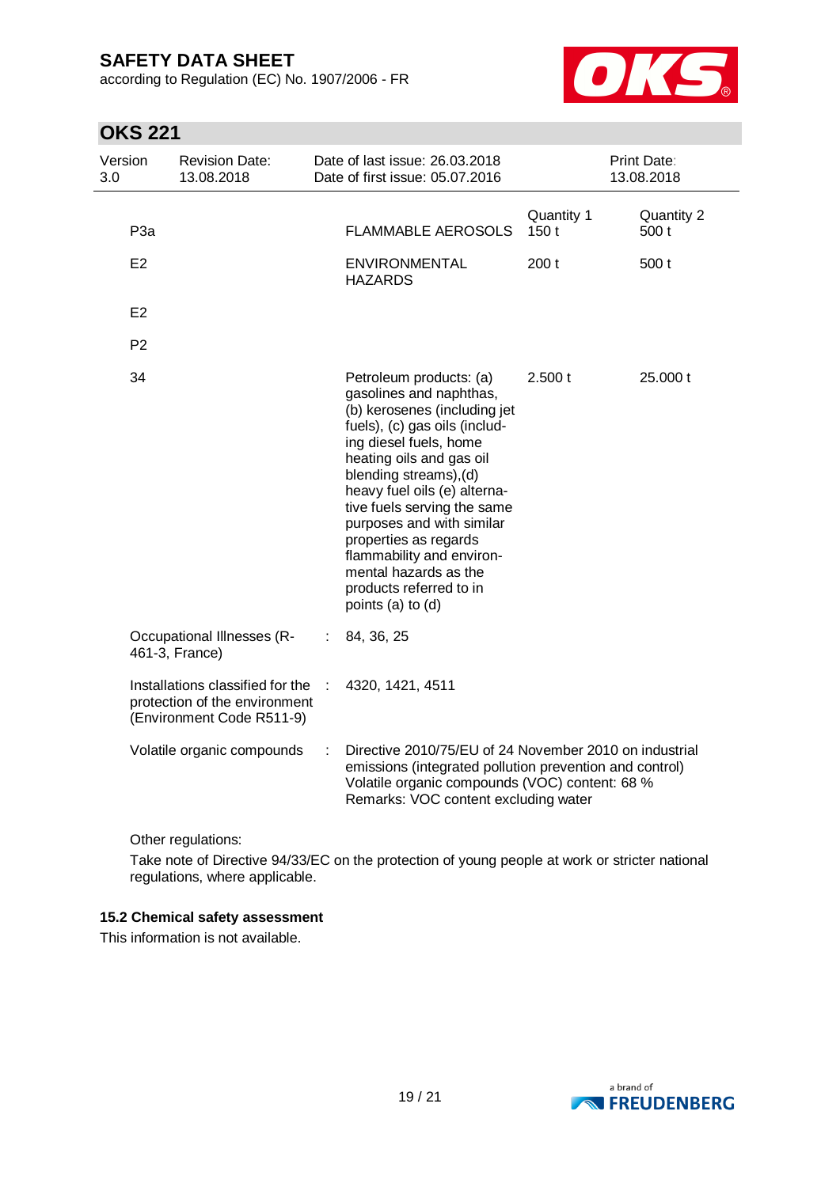| | | | |
|---|---|---|---|
| P3a | FLAMMABLE AEROSOLS | Quantity 1<br>150 t | Quantity 2<br>500 t |
| E2 | ENVIRONMENTAL HAZARDS | 200 t | 500 t |
| E2 | | | |
| P2 | | | |
| 34 | Petroleum products: (a) gasolines and naphthas, (b) kerosenes (including jet fuels), (c) gas oils (including diesel fuels, home heating oils and gas oil blending streams),(d) heavy fuel oils (e) alternative fuels serving the same purposes and with similar properties as regards flammability and environmental hazards as the products referred to in points (a) to (d) | 2.500 t | 25.000 t |

Occupational Illnesses (R-461-3, France) : 84, 36, 25

Installations classified for the protection of the environment (Environment Code R511-9) : 4320, 1421, 4511

Volatile organic compounds : Directive 2010/75/EU of 24 November 2010 on industrial emissions (integrated pollution prevention and control)
Volatile organic compounds (VOC) content: 68 %
Remarks: VOC content excluding water

Other regulations:

Take note of Directive 94/33/EC on the protection of young people at work or stricter national regulations, where applicable.

### 15.2 Chemical safety assessment

This information is not available.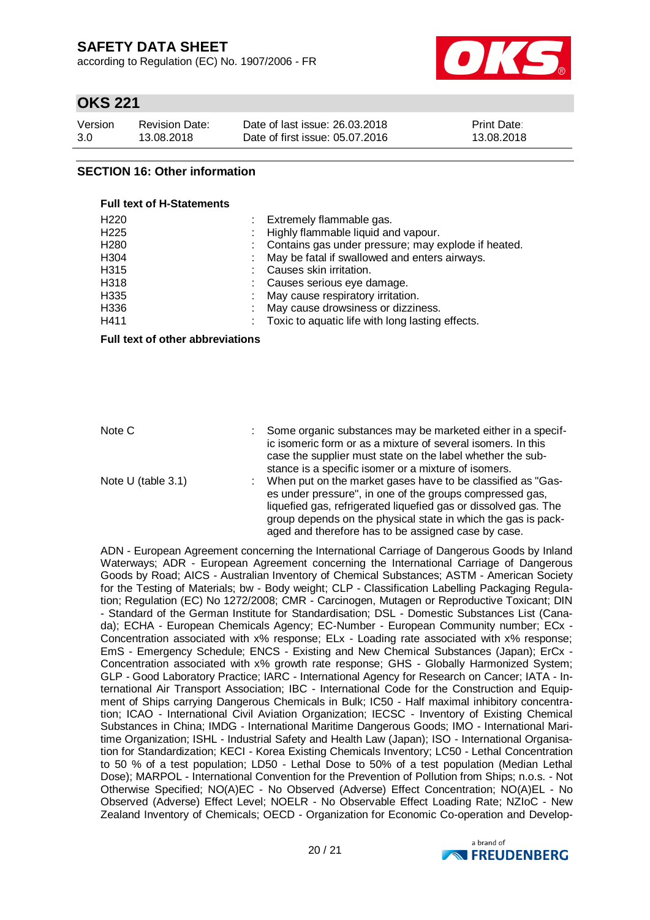## SECTION 16: Other information

**Full text of H-Statements**

| | |
|---|---|
| H220 | : Extremely flammable gas. |
| H225 | : Highly flammable liquid and vapour. |
| H280 | : Contains gas under pressure; may explode if heated. |
| H304 | : May be fatal if swallowed and enters airways. |
| H315 | : Causes skin irritation. |
| H318 | : Causes serious eye damage. |
| H335 | : May cause respiratory irritation. |
| H336 | : May cause drowsiness or dizziness. |
| H411 | : Toxic to aquatic life with long lasting effects. |

**Full text of other abbreviations**

| | |
|---|---|
| Note C | : Some organic substances may be marketed either in a specific isomeric form or as a mixture of several isomers. In this case the supplier must state on the label whether the substance is a specific isomer or a mixture of isomers. |
| Note U (table 3.1) | : When put on the market gases have to be classified as "Gases under pressure", in one of the groups compressed gas, liquefied gas, refrigerated liquefied gas or dissolved gas. The group depends on the physical state in which the gas is packaged and therefore has to be assigned case by case. |

ADN - European Agreement concerning the International Carriage of Dangerous Goods by Inland Waterways; ADR - European Agreement concerning the International Carriage of Dangerous Goods by Road; AICS - Australian Inventory of Chemical Substances; ASTM - American Society for the Testing of Materials; bw - Body weight; CLP - Classification Labelling Packaging Regulation; Regulation (EC) No 1272/2008; CMR - Carcinogen, Mutagen or Reproductive Toxicant; DIN - Standard of the German Institute for Standardisation; DSL - Domestic Substances List (Canada); ECHA - European Chemicals Agency; EC-Number - European Community number; ECx - Concentration associated with x% response; ELx - Loading rate associated with x% response; EmS - Emergency Schedule; ENCS - Existing and New Chemical Substances (Japan); ErCx - Concentration associated with x% growth rate response; GHS - Globally Harmonized System; GLP - Good Laboratory Practice; IARC - International Agency for Research on Cancer; IATA - International Air Transport Association; IBC - International Code for the Construction and Equipment of Ships carrying Dangerous Chemicals in Bulk; IC50 - Half maximal inhibitory concentration; ICAO - International Civil Aviation Organization; IECSC - Inventory of Existing Chemical Substances in China; IMDG - International Maritime Dangerous Goods; IMO - International Maritime Organization; ISHL - Industrial Safety and Health Law (Japan); ISO - International Organisation for Standardization; KECI - Korea Existing Chemicals Inventory; LC50 - Lethal Concentration to 50 % of a test population; LD50 - Lethal Dose to 50% of a test population (Median Lethal Dose); MARPOL - International Convention for the Prevention of Pollution from Ships; n.o.s. - Not Otherwise Specified; NO(A)EC - No Observed (Adverse) Effect Concentration; NO(A)EL - No Observed (Adverse) Effect Level; NOELR - No Observable Effect Loading Rate; NZIoC - New Zealand Inventory of Chemicals; OECD - Organization for Economic Co-operation and Develop-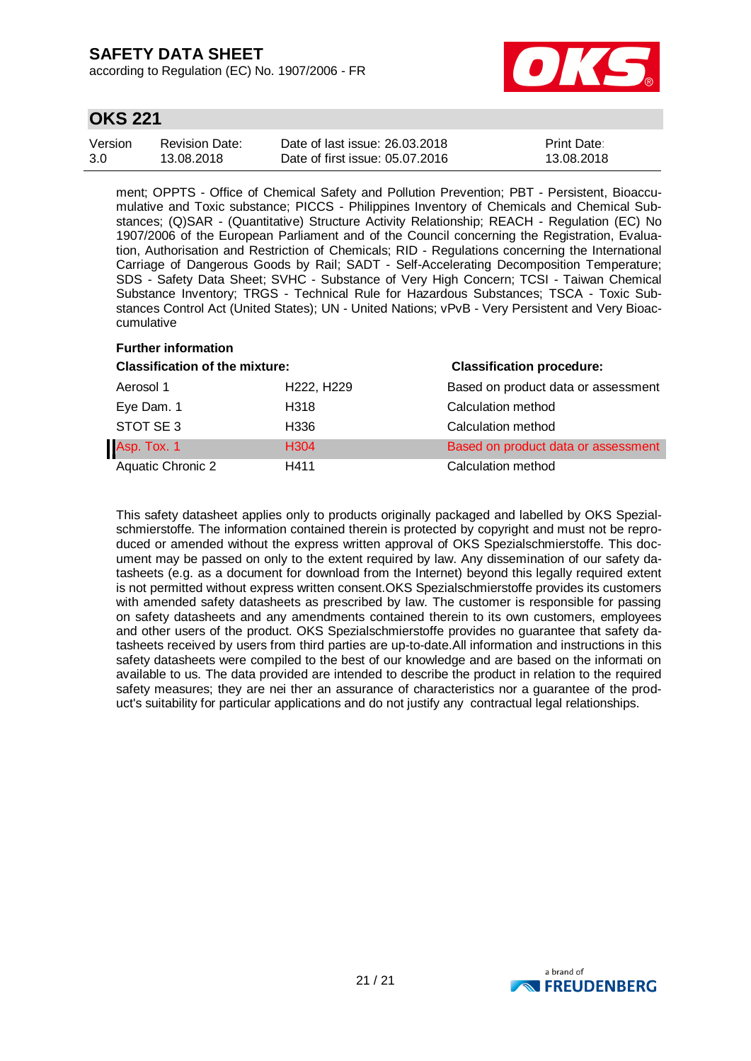ment; OPPTS - Office of Chemical Safety and Pollution Prevention; PBT - Persistent, Bioaccumulative and Toxic substance; PICCS - Philippines Inventory of Chemicals and Chemical Substances; (Q)SAR - (Quantitative) Structure Activity Relationship; REACH - Regulation (EC) No 1907/2006 of the European Parliament and of the Council concerning the Registration, Evaluation, Authorisation and Restriction of Chemicals; RID - Regulations concerning the International Carriage of Dangerous Goods by Rail; SADT - Self-Accelerating Decomposition Temperature; SDS - Safety Data Sheet; SVHC - Substance of Very High Concern; TCSI - Taiwan Chemical Substance Inventory; TRGS - Technical Rule for Hazardous Substances; TSCA - Toxic Substances Control Act (United States); UN - United Nations; vPvB - Very Persistent and Very Bioaccumulative

**Further information**

| **Classification of the mixture:** | | **Classification procedure:** |
|---|---|---|
| Aerosol 1 | H222, H229 | Based on product data or assessment |
| Eye Dam. 1 | H318 | Calculation method |
| STOT SE 3 | H336 | Calculation method |
| Asp. Tox. 1 | H304 | Based on product data or assessment |
| Aquatic Chronic 2 | H411 | Calculation method |

This safety datasheet applies only to products originally packaged and labelled by OKS Spezialschmierstoffe. The information contained therein is protected by copyright and must not be reproduced or amended without the express written approval of OKS Spezialschmierstoffe. This document may be passed on only to the extent required by law. Any dissemination of our safety datasheets (e.g. as a document for download from the Internet) beyond this legally required extent is not permitted without express written consent.OKS Spezialschmierstoffe provides its customers with amended safety datasheets as prescribed by law. The customer is responsible for passing on safety datasheets and any amendments contained therein to its own customers, employees and other users of the product. OKS Spezialschmierstoffe provides no guarantee that safety datasheets received by users from third parties are up-to-date.All information and instructions in this safety datasheets were compiled to the best of our knowledge and are based on the informati on available to us. The data provided are intended to describe the product in relation to the required safety measures; they are nei ther an assurance of characteristics nor a guarantee of the product's suitability for particular applications and do not justify any contractual legal relationships.